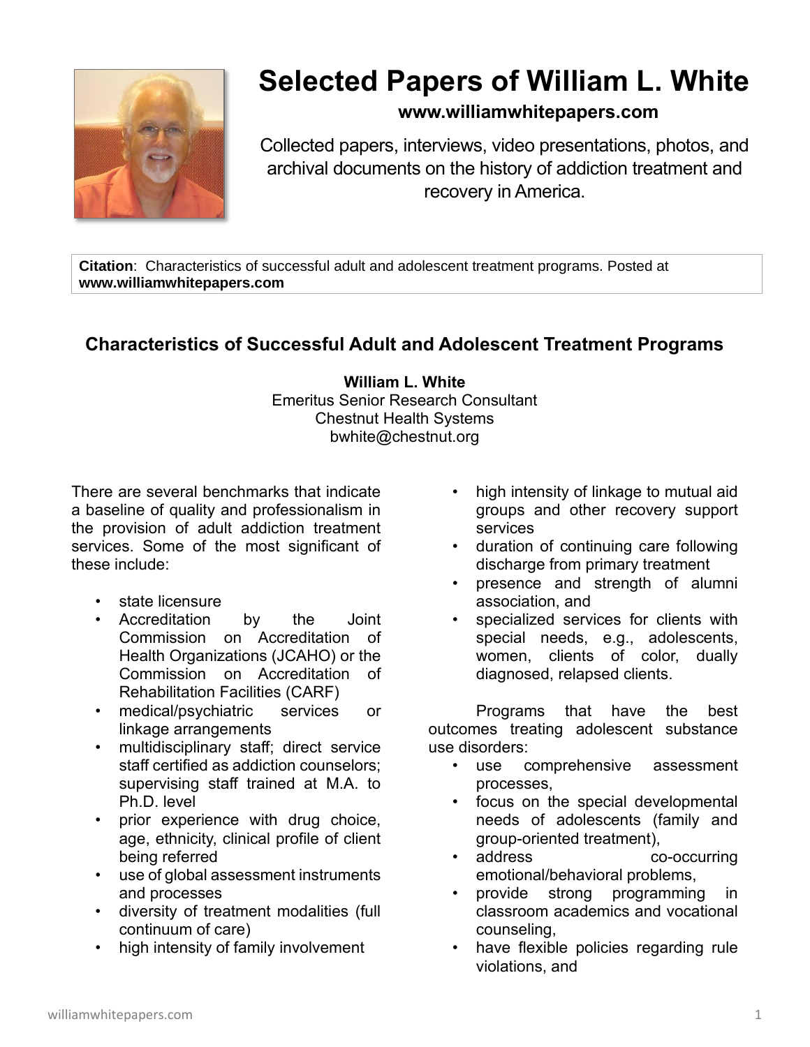# Selected Papers of William L. White

**www.williamwhitepapers.com**

Collected papers, interviews, video presentations, photos, and archival documents on the history of addiction treatment and recovery in America.

**Citation**: Characteristics of successful adult and adolescent treatment programs. Posted at **www.williamwhitepapers.com**

## Characteristics of Successful Adult and Adolescent Treatment Programs

**William L. White**
Emeritus Senior Research Consultant
Chestnut Health Systems
bwhite@chestnut.org

There are several benchmarks that indicate a baseline of quality and professionalism in the provision of adult addiction treatment services. Some of the most significant of these include:

- state licensure
- Accreditation by the Joint Commission on Accreditation of Health Organizations (JCAHO) or the Commission on Accreditation of Rehabilitation Facilities (CARF)
- medical/psychiatric services or linkage arrangements
- multidisciplinary staff; direct service staff certified as addiction counselors; supervising staff trained at M.A. to Ph.D. level
- prior experience with drug choice, age, ethnicity, clinical profile of client being referred
- use of global assessment instruments and processes
- diversity of treatment modalities (full continuum of care)
- high intensity of family involvement
- high intensity of linkage to mutual aid groups and other recovery support services
- duration of continuing care following discharge from primary treatment
- presence and strength of alumni association, and
- specialized services for clients with special needs, e.g., adolescents, women, clients of color, dually diagnosed, relapsed clients.

Programs that have the best outcomes treating adolescent substance use disorders:

- use comprehensive assessment processes,
- focus on the special developmental needs of adolescents (family and group-oriented treatment),
- address co-occurring emotional/behavioral problems,
- provide strong programming in classroom academics and vocational counseling,
- have flexible policies regarding rule violations, and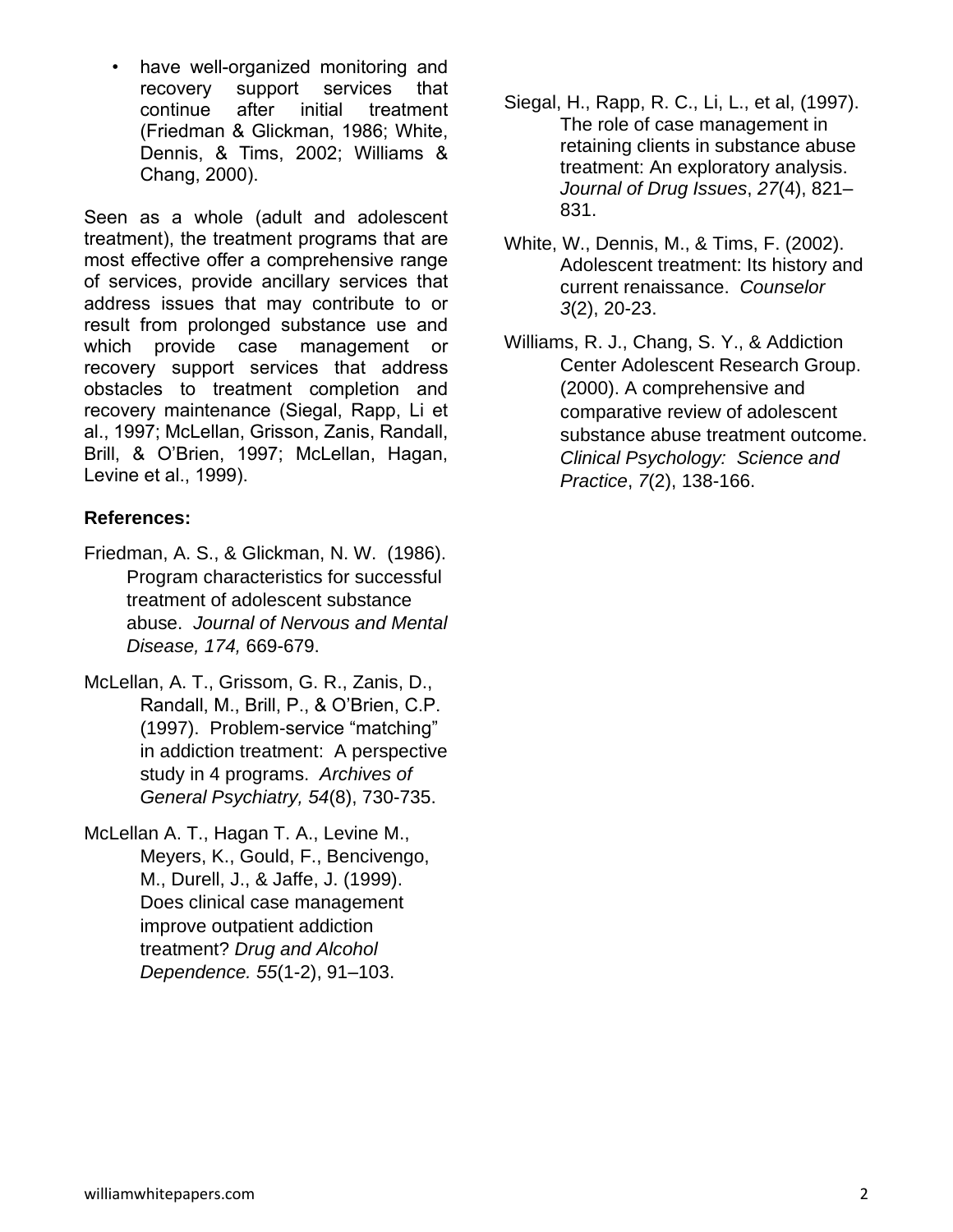- have well-organized monitoring and recovery support services that continue after initial treatment (Friedman & Glickman, 1986; White, Dennis, & Tims, 2002; Williams & Chang, 2000).

Seen as a whole (adult and adolescent treatment), the treatment programs that are most effective offer a comprehensive range of services, provide ancillary services that address issues that may contribute to or result from prolonged substance use and which provide case management or recovery support services that address obstacles to treatment completion and recovery maintenance (Siegal, Rapp, Li et al., 1997; McLellan, Grisson, Zanis, Randall, Brill, & O'Brien, 1997; McLellan, Hagan, Levine et al., 1999).

**References:**

Friedman, A. S., & Glickman, N. W. (1986). Program characteristics for successful treatment of adolescent substance abuse. *Journal of Nervous and Mental Disease, 174,* 669-679.

McLellan, A. T., Grissom, G. R., Zanis, D., Randall, M., Brill, P., & O'Brien, C.P. (1997). Problem-service "matching" in addiction treatment: A perspective study in 4 programs. *Archives of General Psychiatry, 54*(8), 730-735.

McLellan A. T., Hagan T. A., Levine M., Meyers, K., Gould, F., Bencivengo, M., Durell, J., & Jaffe, J. (1999). Does clinical case management improve outpatient addiction treatment? *Drug and Alcohol Dependence. 55*(1-2), 91–103.

Siegal, H., Rapp, R. C., Li, L., et al, (1997). The role of case management in retaining clients in substance abuse treatment: An exploratory analysis. *Journal of Drug Issues*, *27*(4), 821–831.

White, W., Dennis, M., & Tims, F. (2002). Adolescent treatment: Its history and current renaissance. *Counselor 3*(2), 20-23.

Williams, R. J., Chang, S. Y., & Addiction Center Adolescent Research Group. (2000). A comprehensive and comparative review of adolescent substance abuse treatment outcome. *Clinical Psychology: Science and Practice*, *7*(2), 138-166.